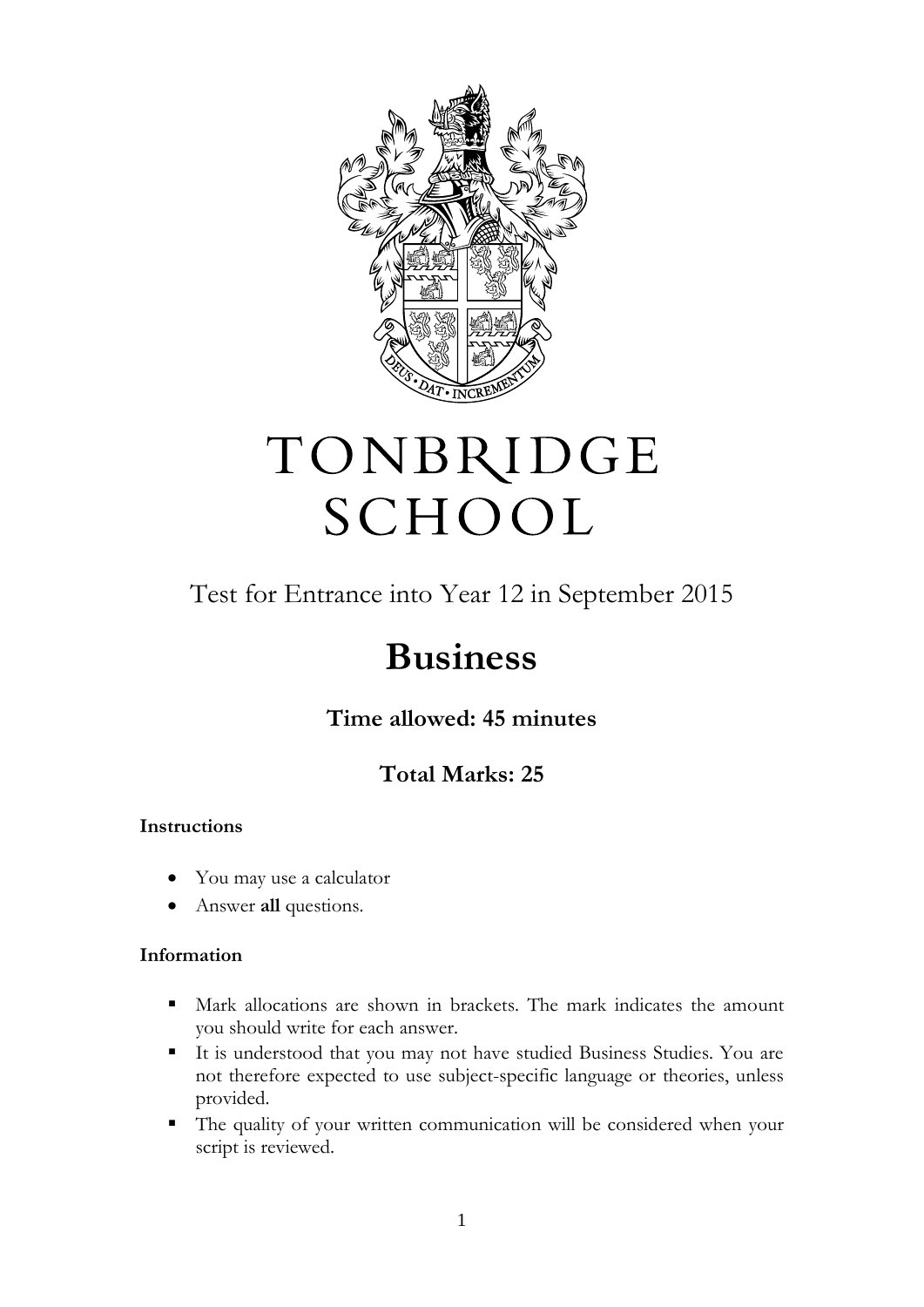# TONBRIDGE SCHOOL

Test for Entrance into Year 12 in September 2015

# Business

## Time allowed: 45 minutes

## Total Marks: 25

**Instructions**

- You may use a calculator
- Answer **all** questions.

**Information**

- Mark allocations are shown in brackets. The mark indicates the amount you should write for each answer.
- It is understood that you may not have studied Business Studies. You are not therefore expected to use subject-specific language or theories, unless provided.
- The quality of your written communication will be considered when your script is reviewed.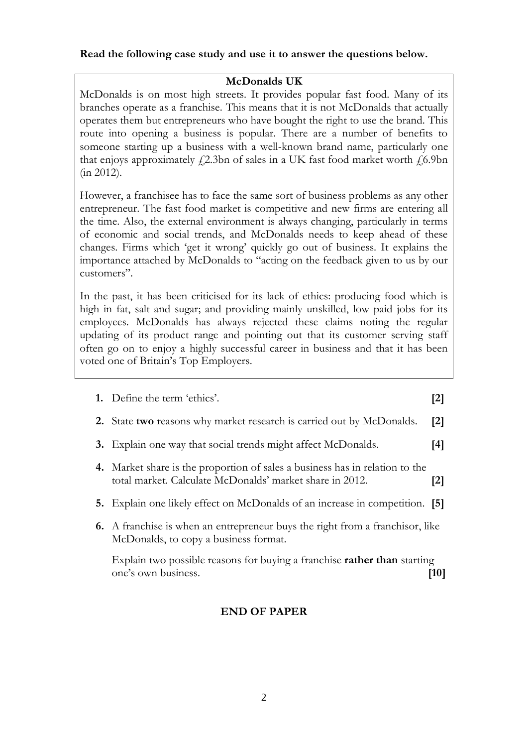**Read the following case study and <u>use it</u> to answer the questions below.**

**McDonalds UK**

McDonalds is on most high streets. It provides popular fast food. Many of its branches operate as a franchise. This means that it is not McDonalds that actually operates them but entrepreneurs who have bought the right to use the brand. This route into opening a business is popular. There are a number of benefits to someone starting up a business with a well-known brand name, particularly one that enjoys approximately £2.3bn of sales in a UK fast food market worth £6.9bn (in 2012).

However, a franchisee has to face the same sort of business problems as any other entrepreneur. The fast food market is competitive and new firms are entering all the time. Also, the external environment is always changing, particularly in terms of economic and social trends, and McDonalds needs to keep ahead of these changes. Firms which 'get it wrong' quickly go out of business. It explains the importance attached by McDonalds to "acting on the feedback given to us by our customers".

In the past, it has been criticised for its lack of ethics: producing food which is high in fat, salt and sugar; and providing mainly unskilled, low paid jobs for its employees. McDonalds has always rejected these claims noting the regular updating of its product range and pointing out that its customer serving staff often go on to enjoy a highly successful career in business and that it has been voted one of Britain's Top Employers.

1. Define the term 'ethics'. **[2]**
2. State **two** reasons why market research is carried out by McDonalds. **[2]**
3. Explain one way that social trends might affect McDonalds. **[4]**
4. Market share is the proportion of sales a business has in relation to the total market. Calculate McDonalds' market share in 2012. **[2]**
5. Explain one likely effect on McDonalds of an increase in competition. **[5]**
6. A franchise is when an entrepreneur buys the right from a franchisor, like McDonalds, to copy a business format.

   Explain two possible reasons for buying a franchise **rather than** starting one's own business. **[10]**

**END OF PAPER**